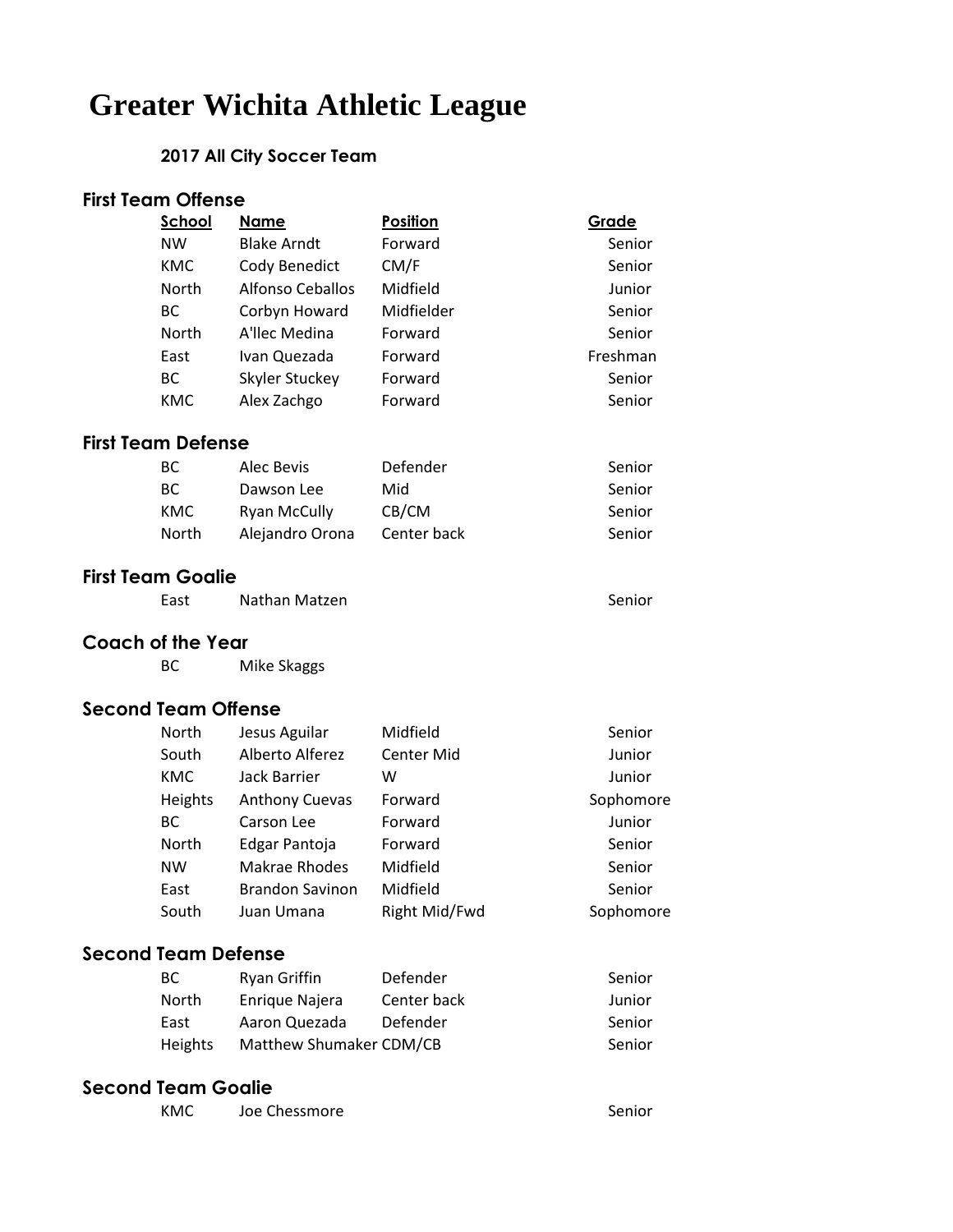# Greater Wichita Athletic League

### 2017 All City Soccer Team

## First Team Offense

| School | Name | Position | Grade |
|---|---|---|---|
| NW | Blake Arndt | Forward | Senior |
| KMC | Cody Benedict | CM/F | Senior |
| North | Alfonso Ceballos | Midfield | Junior |
| BC | Corbyn Howard | Midfielder | Senior |
| North | A'llec Medina | Forward | Senior |
| East | Ivan Quezada | Forward | Freshman |
| BC | Skyler Stuckey | Forward | Senior |
| KMC | Alex Zachgo | Forward | Senior |

## First Team Defense

| School | Name | Position | Grade |
|---|---|---|---|
| BC | Alec Bevis | Defender | Senior |
| BC | Dawson Lee | Mid | Senior |
| KMC | Ryan McCully | CB/CM | Senior |
| North | Alejandro Orona | Center back | Senior |

## First Team Goalie

| School | Name | Position | Grade |
|---|---|---|---|
| East | Nathan Matzen | | Senior |

## Coach of the Year

| School | Name |
|---|---|
| BC | Mike Skaggs |

## Second Team Offense

| School | Name | Position | Grade |
|---|---|---|---|
| North | Jesus Aguilar | Midfield | Senior |
| South | Alberto Alferez | Center Mid | Junior |
| KMC | Jack Barrier | W | Junior |
| Heights | Anthony Cuevas | Forward | Sophomore |
| BC | Carson Lee | Forward | Junior |
| North | Edgar Pantoja | Forward | Senior |
| NW | Makrae Rhodes | Midfield | Senior |
| East | Brandon Savinon | Midfield | Senior |
| South | Juan Umana | Right Mid/Fwd | Sophomore |

## Second Team Defense

| School | Name | Position | Grade |
|---|---|---|---|
| BC | Ryan Griffin | Defender | Senior |
| North | Enrique Najera | Center back | Junior |
| East | Aaron Quezada | Defender | Senior |
| Heights | Matthew Shumaker | CDM/CB | Senior |

## Second Team Goalie

| School | Name | Position | Grade |
|---|---|---|---|
| KMC | Joe Chessmore | | Senior |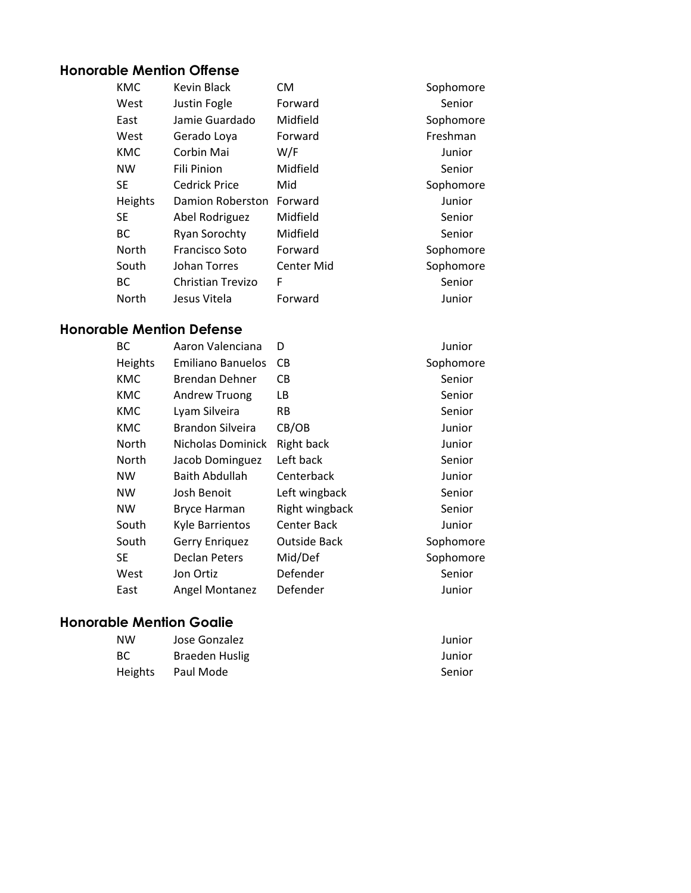### Honorable Mention Offense

| | | | |
|---|---|---|---|
| KMC | Kevin Black | CM | Sophomore |
| West | Justin Fogle | Forward | Senior |
| East | Jamie Guardado | Midfield | Sophomore |
| West | Gerado Loya | Forward | Freshman |
| KMC | Corbin Mai | W/F | Junior |
| NW | Fili Pinion | Midfield | Senior |
| SE | Cedrick Price | Mid | Sophomore |
| Heights | Damion Roberston | Forward | Junior |
| SE | Abel Rodriguez | Midfield | Senior |
| BC | Ryan Sorochty | Midfield | Senior |
| North | Francisco Soto | Forward | Sophomore |
| South | Johan Torres | Center Mid | Sophomore |
| BC | Christian Trevizo | F | Senior |
| North | Jesus Vitela | Forward | Junior |

### Honorable Mention Defense

| | | | |
|---|---|---|---|
| BC | Aaron Valenciana | D | Junior |
| Heights | Emiliano Banuelos | CB | Sophomore |
| KMC | Brendan Dehner | CB | Senior |
| KMC | Andrew Truong | LB | Senior |
| KMC | Lyam Silveira | RB | Senior |
| KMC | Brandon Silveira | CB/OB | Junior |
| North | Nicholas Dominick | Right back | Junior |
| North | Jacob Dominguez | Left back | Senior |
| NW | Baith Abdullah | Centerback | Junior |
| NW | Josh Benoit | Left wingback | Senior |
| NW | Bryce Harman | Right wingback | Senior |
| South | Kyle Barrientos | Center Back | Junior |
| South | Gerry Enriquez | Outside Back | Sophomore |
| SE | Declan Peters | Mid/Def | Sophomore |
| West | Jon Ortiz | Defender | Senior |
| East | Angel Montanez | Defender | Junior |

### Honorable Mention Goalie

| | | |
|---|---|---|
| NW | Jose Gonzalez | Junior |
| BC | Braeden Huslig | Junior |
| Heights | Paul Mode | Senior |